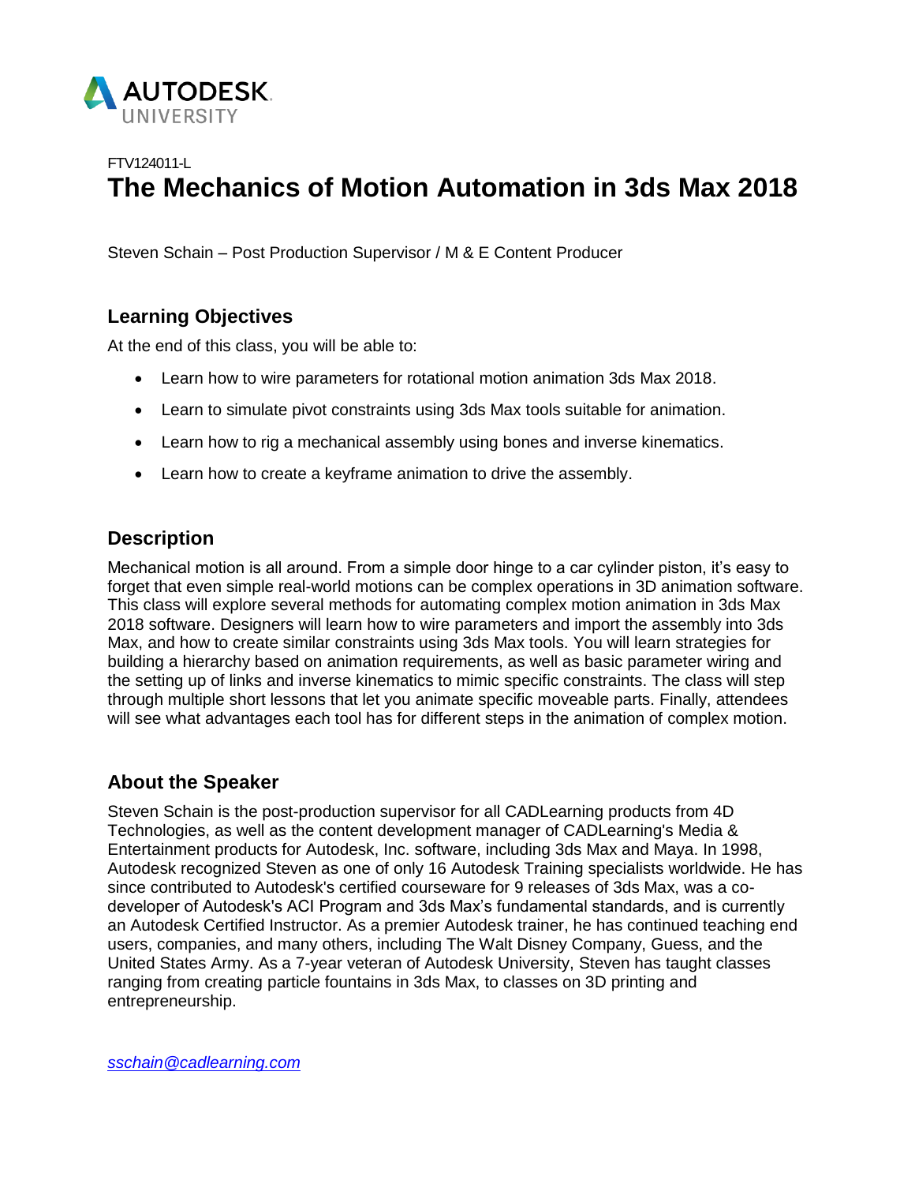FTV124011-L

# The Mechanics of Motion Automation in 3ds Max 2018

Steven Schain – Post Production Supervisor / M & E Content Producer

## Learning Objectives

At the end of this class, you will be able to:

- Learn how to wire parameters for rotational motion animation 3ds Max 2018.
- Learn to simulate pivot constraints using 3ds Max tools suitable for animation.
- Learn how to rig a mechanical assembly using bones and inverse kinematics.
- Learn how to create a keyframe animation to drive the assembly.

## Description

Mechanical motion is all around. From a simple door hinge to a car cylinder piston, it's easy to forget that even simple real-world motions can be complex operations in 3D animation software. This class will explore several methods for automating complex motion animation in 3ds Max 2018 software. Designers will learn how to wire parameters and import the assembly into 3ds Max, and how to create similar constraints using 3ds Max tools. You will learn strategies for building a hierarchy based on animation requirements, as well as basic parameter wiring and the setting up of links and inverse kinematics to mimic specific constraints. The class will step through multiple short lessons that let you animate specific moveable parts. Finally, attendees will see what advantages each tool has for different steps in the animation of complex motion.

## About the Speaker

Steven Schain is the post-production supervisor for all CADLearning products from 4D Technologies, as well as the content development manager of CADLearning's Media & Entertainment products for Autodesk, Inc. software, including 3ds Max and Maya. In 1998, Autodesk recognized Steven as one of only 16 Autodesk Training specialists worldwide. He has since contributed to Autodesk's certified courseware for 9 releases of 3ds Max, was a co-developer of Autodesk's ACI Program and 3ds Max's fundamental standards, and is currently an Autodesk Certified Instructor. As a premier Autodesk trainer, he has continued teaching end users, companies, and many others, including The Walt Disney Company, Guess, and the United States Army. As a 7-year veteran of Autodesk University, Steven has taught classes ranging from creating particle fountains in 3ds Max, to classes on 3D printing and entrepreneurship.

*sschain@cadlearning.com*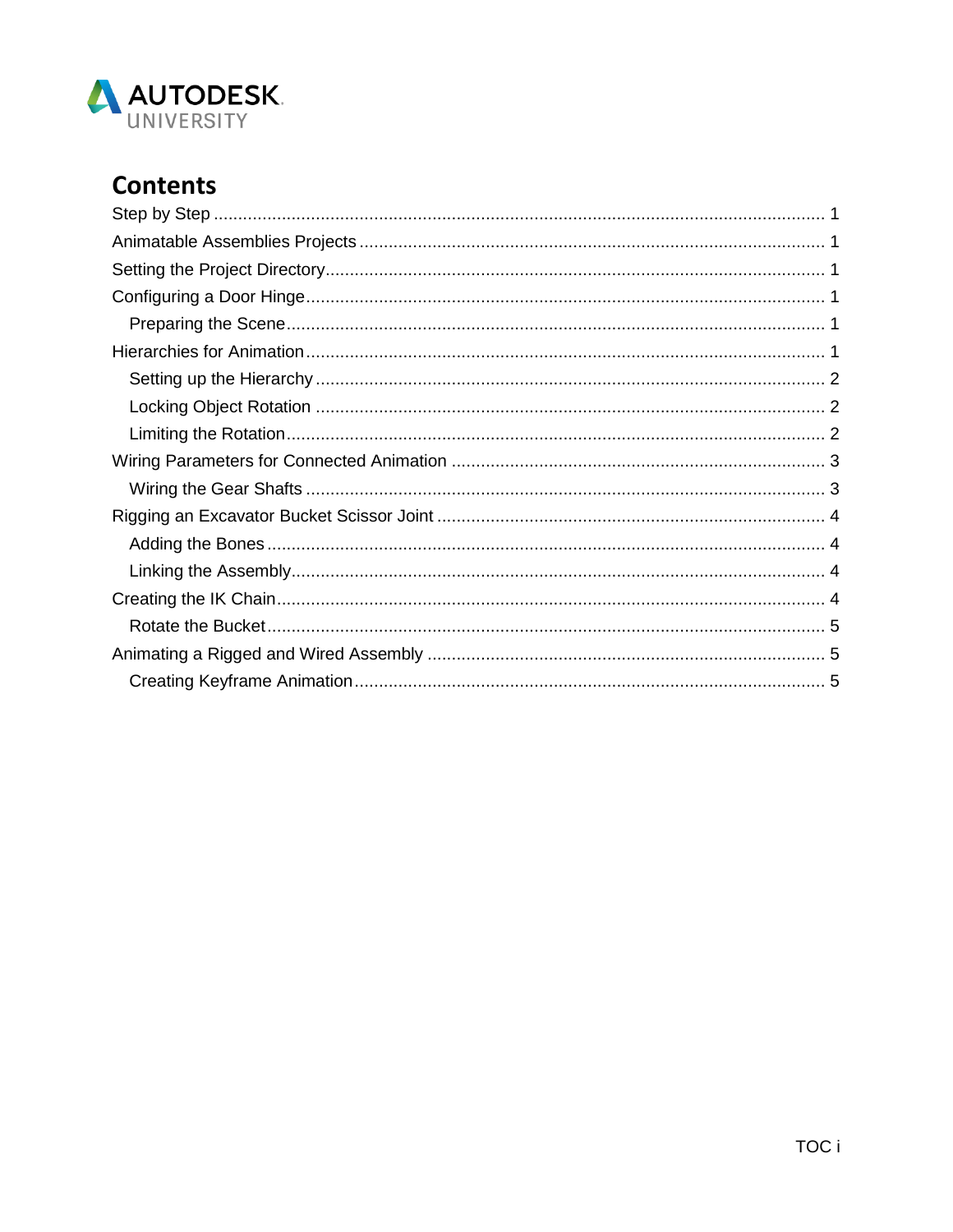# Contents

Step by Step ............................................................................................................................ 1
Animatable Assemblies Projects .............................................................................................. 1
Setting the Project Directory...................................................................................................... 1
Configuring a Door Hinge.......................................................................................................... 1
  Preparing the Scene.............................................................................................................. 1
Hierarchies for Animation.......................................................................................................... 1
  Setting up the Hierarchy........................................................................................................ 2
  Locking Object Rotation ........................................................................................................ 2
  Limiting the Rotation.............................................................................................................. 2
Wiring Parameters for Connected Animation ............................................................................ 3
  Wiring the Gear Shafts .......................................................................................................... 3
Rigging an Excavator Bucket Scissor Joint ............................................................................... 4
  Adding the Bones.................................................................................................................. 4
  Linking the Assembly............................................................................................................. 4
Creating the IK Chain................................................................................................................ 4
  Rotate the Bucket.................................................................................................................. 5
Animating a Rigged and Wired Assembly ................................................................................. 5
  Creating Keyframe Animation................................................................................................ 5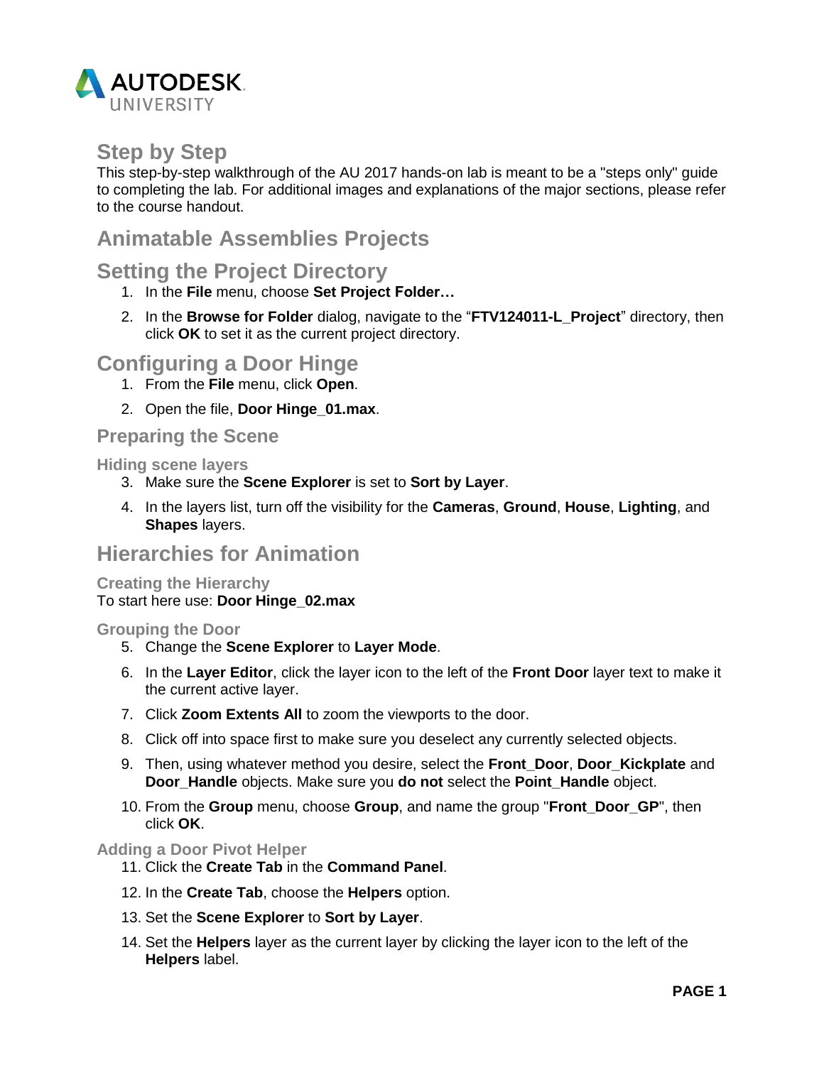# Step by Step

This step-by-step walkthrough of the AU 2017 hands-on lab is meant to be a "steps only" guide to completing the lab. For additional images and explanations of the major sections, please refer to the course handout.

## Animatable Assemblies Projects

## Setting the Project Directory

1. In the **File** menu, choose **Set Project Folder…**
2. In the **Browse for Folder** dialog, navigate to the "**FTV124011-L_Project**" directory, then click **OK** to set it as the current project directory.

## Configuring a Door Hinge

1. From the **File** menu, click **Open**.
2. Open the file, **Door Hinge_01.max**.

### Preparing the Scene

#### Hiding scene layers

3. Make sure the **Scene Explorer** is set to **Sort by Layer**.
4. In the layers list, turn off the visibility for the **Cameras**, **Ground**, **House**, **Lighting**, and **Shapes** layers.

## Hierarchies for Animation

#### Creating the Hierarchy

To start here use: **Door Hinge_02.max**

#### Grouping the Door

5. Change the **Scene Explorer** to **Layer Mode**.
6. In the **Layer Editor**, click the layer icon to the left of the **Front Door** layer text to make it the current active layer.
7. Click **Zoom Extents All** to zoom the viewports to the door.
8. Click off into space first to make sure you deselect any currently selected objects.
9. Then, using whatever method you desire, select the **Front_Door**, **Door_Kickplate** and **Door_Handle** objects. Make sure you **do not** select the **Point_Handle** object.
10. From the **Group** menu, choose **Group**, and name the group "**Front_Door_GP**", then click **OK**.

#### Adding a Door Pivot Helper

11. Click the **Create Tab** in the **Command Panel**.
12. In the **Create Tab**, choose the **Helpers** option.
13. Set the **Scene Explorer** to **Sort by Layer**.
14. Set the **Helpers** layer as the current layer by clicking the layer icon to the left of the **Helpers** label.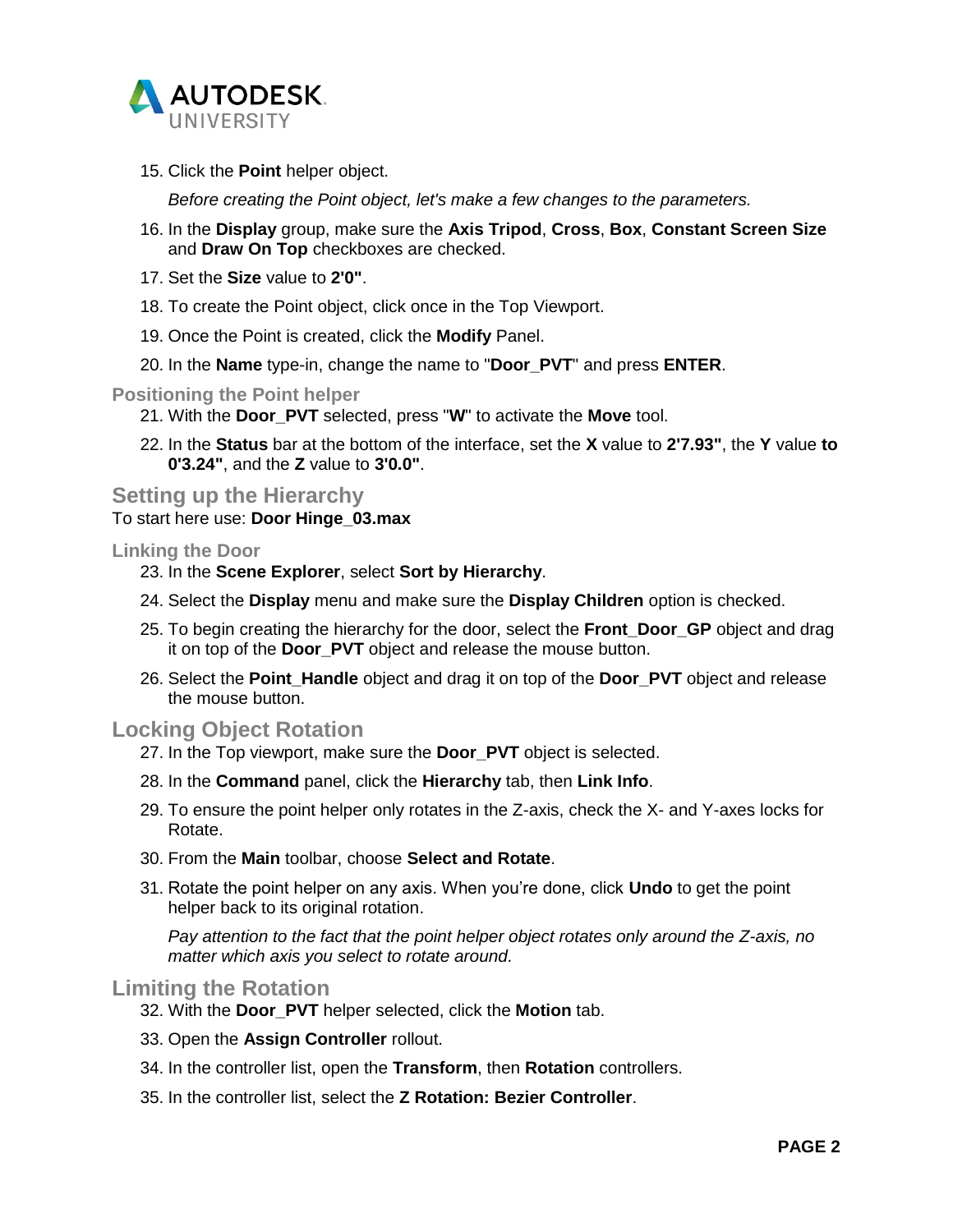15. Click the **Point** helper object.

    *Before creating the Point object, let's make a few changes to the parameters.*

16. In the **Display** group, make sure the **Axis Tripod**, **Cross**, **Box**, **Constant Screen Size** and **Draw On Top** checkboxes are checked.
17. Set the **Size** value to **2'0"**.
18. To create the Point object, click once in the Top Viewport.
19. Once the Point is created, click the **Modify** Panel.
20. In the **Name** type-in, change the name to "**Door_PVT**" and press **ENTER**.

### Positioning the Point helper

21. With the **Door_PVT** selected, press "**W**" to activate the **Move** tool.
22. In the **Status** bar at the bottom of the interface, set the **X** value to **2'7.93"**, the **Y** value **to 0'3.24"**, and the **Z** value to **3'0.0"**.

## Setting up the Hierarchy

To start here use: **Door Hinge_03.max**

### Linking the Door

23. In the **Scene Explorer**, select **Sort by Hierarchy**.
24. Select the **Display** menu and make sure the **Display Children** option is checked.
25. To begin creating the hierarchy for the door, select the **Front_Door_GP** object and drag it on top of the **Door_PVT** object and release the mouse button.
26. Select the **Point_Handle** object and drag it on top of the **Door_PVT** object and release the mouse button.

## Locking Object Rotation

27. In the Top viewport, make sure the **Door_PVT** object is selected.
28. In the **Command** panel, click the **Hierarchy** tab, then **Link Info**.
29. To ensure the point helper only rotates in the Z-axis, check the X- and Y-axes locks for Rotate.
30. From the **Main** toolbar, choose **Select and Rotate**.
31. Rotate the point helper on any axis. When you're done, click **Undo** to get the point helper back to its original rotation.

    *Pay attention to the fact that the point helper object rotates only around the Z-axis, no matter which axis you select to rotate around.*

## Limiting the Rotation

32. With the **Door_PVT** helper selected, click the **Motion** tab.
33. Open the **Assign Controller** rollout.
34. In the controller list, open the **Transform**, then **Rotation** controllers.
35. In the controller list, select the **Z Rotation: Bezier Controller**.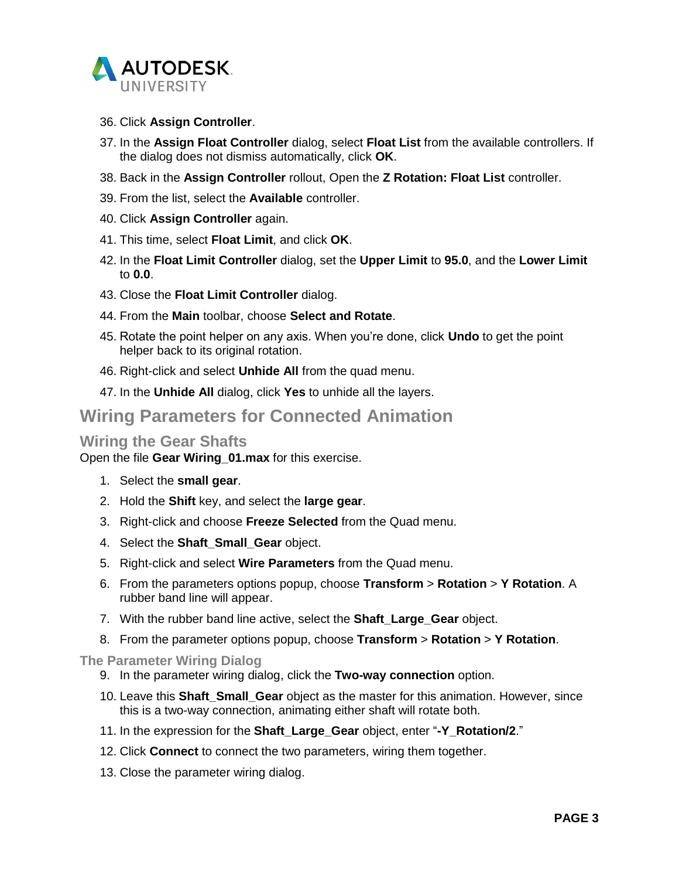36. Click **Assign Controller**.
37. In the **Assign Float Controller** dialog, select **Float List** from the available controllers. If the dialog does not dismiss automatically, click **OK**.
38. Back in the **Assign Controller** rollout, Open the **Z Rotation: Float List** controller.
39. From the list, select the **Available** controller.
40. Click **Assign Controller** again.
41. This time, select **Float Limit**, and click **OK**.
42. In the **Float Limit Controller** dialog, set the **Upper Limit** to **95.0**, and the **Lower Limit** to **0.0**.
43. Close the **Float Limit Controller** dialog.
44. From the **Main** toolbar, choose **Select and Rotate**.
45. Rotate the point helper on any axis. When you're done, click **Undo** to get the point helper back to its original rotation.
46. Right-click and select **Unhide All** from the quad menu.
47. In the **Unhide All** dialog, click **Yes** to unhide all the layers.

# Wiring Parameters for Connected Animation

## Wiring the Gear Shafts

Open the file **Gear Wiring_01.max** for this exercise.

1. Select the **small gear**.
2. Hold the **Shift** key, and select the **large gear**.
3. Right-click and choose **Freeze Selected** from the Quad menu.
4. Select the **Shaft_Small_Gear** object.
5. Right-click and select **Wire Parameters** from the Quad menu.
6. From the parameters options popup, choose **Transform** > **Rotation** > **Y Rotation**. A rubber band line will appear.
7. With the rubber band line active, select the **Shaft_Large_Gear** object.
8. From the parameter options popup, choose **Transform** > **Rotation** > **Y Rotation**.

### The Parameter Wiring Dialog

9. In the parameter wiring dialog, click the **Two-way connection** option.
10. Leave this **Shaft_Small_Gear** object as the master for this animation. However, since this is a two-way connection, animating either shaft will rotate both.
11. In the expression for the **Shaft_Large_Gear** object, enter "**-Y_Rotation/2**."
12. Click **Connect** to connect the two parameters, wiring them together.
13. Close the parameter wiring dialog.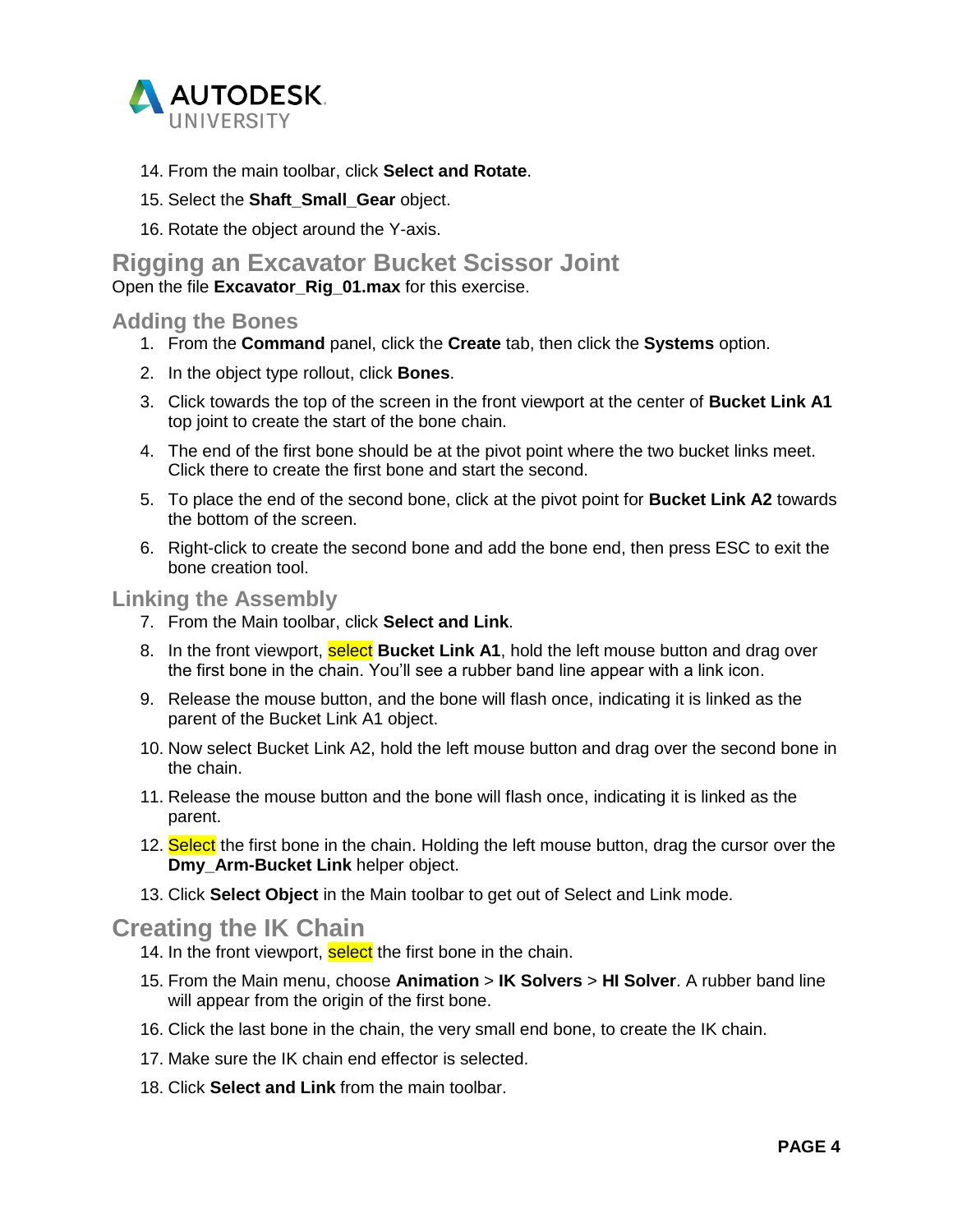14. From the main toolbar, click **Select and Rotate**.
15. Select the **Shaft_Small_Gear** object.
16. Rotate the object around the Y-axis.

## Rigging an Excavator Bucket Scissor Joint

Open the file **Excavator_Rig_01.max** for this exercise.

### Adding the Bones

1. From the **Command** panel, click the **Create** tab, then click the **Systems** option.
2. In the object type rollout, click **Bones**.
3. Click towards the top of the screen in the front viewport at the center of **Bucket Link A1** top joint to create the start of the bone chain.
4. The end of the first bone should be at the pivot point where the two bucket links meet. Click there to create the first bone and start the second.
5. To place the end of the second bone, click at the pivot point for **Bucket Link A2** towards the bottom of the screen.
6. Right-click to create the second bone and add the bone end, then press ESC to exit the bone creation tool.

### Linking the Assembly

7. From the Main toolbar, click **Select and Link**.
8. In the front viewport, select **Bucket Link A1**, hold the left mouse button and drag over the first bone in the chain. You'll see a rubber band line appear with a link icon.
9. Release the mouse button, and the bone will flash once, indicating it is linked as the parent of the Bucket Link A1 object.
10. Now select Bucket Link A2, hold the left mouse button and drag over the second bone in the chain.
11. Release the mouse button and the bone will flash once, indicating it is linked as the parent.
12. Select the first bone in the chain. Holding the left mouse button, drag the cursor over the **Dmy_Arm-Bucket Link** helper object.
13. Click **Select Object** in the Main toolbar to get out of Select and Link mode.

### Creating the IK Chain

14. In the front viewport, select the first bone in the chain.
15. From the Main menu, choose **Animation** > **IK Solvers** > **HI Solver**. A rubber band line will appear from the origin of the first bone.
16. Click the last bone in the chain, the very small end bone, to create the IK chain.
17. Make sure the IK chain end effector is selected.
18. Click **Select and Link** from the main toolbar.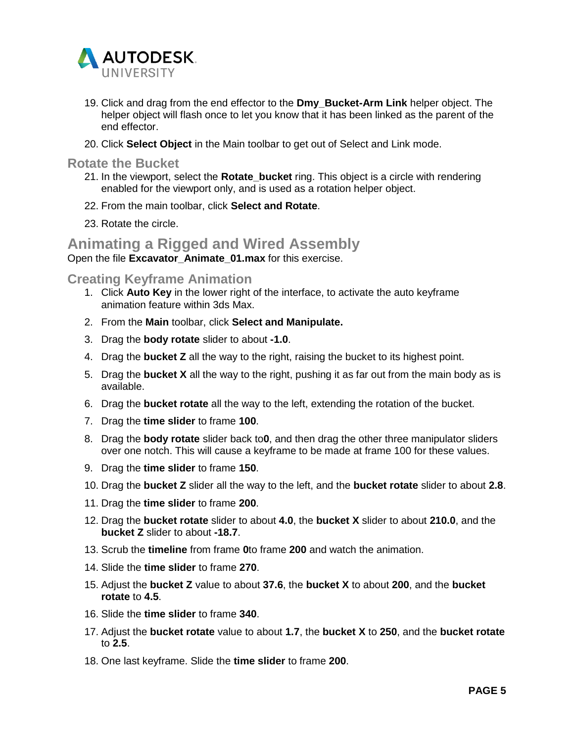19. Click and drag from the end effector to the **Dmy_Bucket-Arm Link** helper object. The helper object will flash once to let you know that it has been linked as the parent of the end effector.

20. Click **Select Object** in the Main toolbar to get out of Select and Link mode.

### Rotate the Bucket

21. In the viewport, select the **Rotate_bucket** ring. This object is a circle with rendering enabled for the viewport only, and is used as a rotation helper object.

22. From the main toolbar, click **Select and Rotate**.

23. Rotate the circle.

## Animating a Rigged and Wired Assembly

Open the file **Excavator_Animate_01.max** for this exercise.

### Creating Keyframe Animation

1. Click **Auto Key** in the lower right of the interface, to activate the auto keyframe animation feature within 3ds Max.

2. From the **Main** toolbar, click **Select and Manipulate.**

3. Drag the **body rotate** slider to about **-1.0**.

4. Drag the **bucket Z** all the way to the right, raising the bucket to its highest point.

5. Drag the **bucket X** all the way to the right, pushing it as far out from the main body as is available.

6. Drag the **bucket rotate** all the way to the left, extending the rotation of the bucket.

7. Drag the **time slider** to frame **100**.

8. Drag the **body rotate** slider back to**0**, and then drag the other three manipulator sliders over one notch. This will cause a keyframe to be made at frame 100 for these values.

9. Drag the **time slider** to frame **150**.

10. Drag the **bucket Z** slider all the way to the left, and the **bucket rotate** slider to about **2.8**.

11. Drag the **time slider** to frame **200**.

12. Drag the **bucket rotate** slider to about **4.0**, the **bucket X** slider to about **210.0**, and the **bucket Z** slider to about **-18.7**.

13. Scrub the **timeline** from frame **0**to frame **200** and watch the animation.

14. Slide the **time slider** to frame **270**.

15. Adjust the **bucket Z** value to about **37.6**, the **bucket X** to about **200**, and the **bucket rotate** to **4.5**.

16. Slide the **time slider** to frame **340**.

17. Adjust the **bucket rotate** value to about **1.7**, the **bucket X** to **250**, and the **bucket rotate** to **2.5**.

18. One last keyframe. Slide the **time slider** to frame **200**.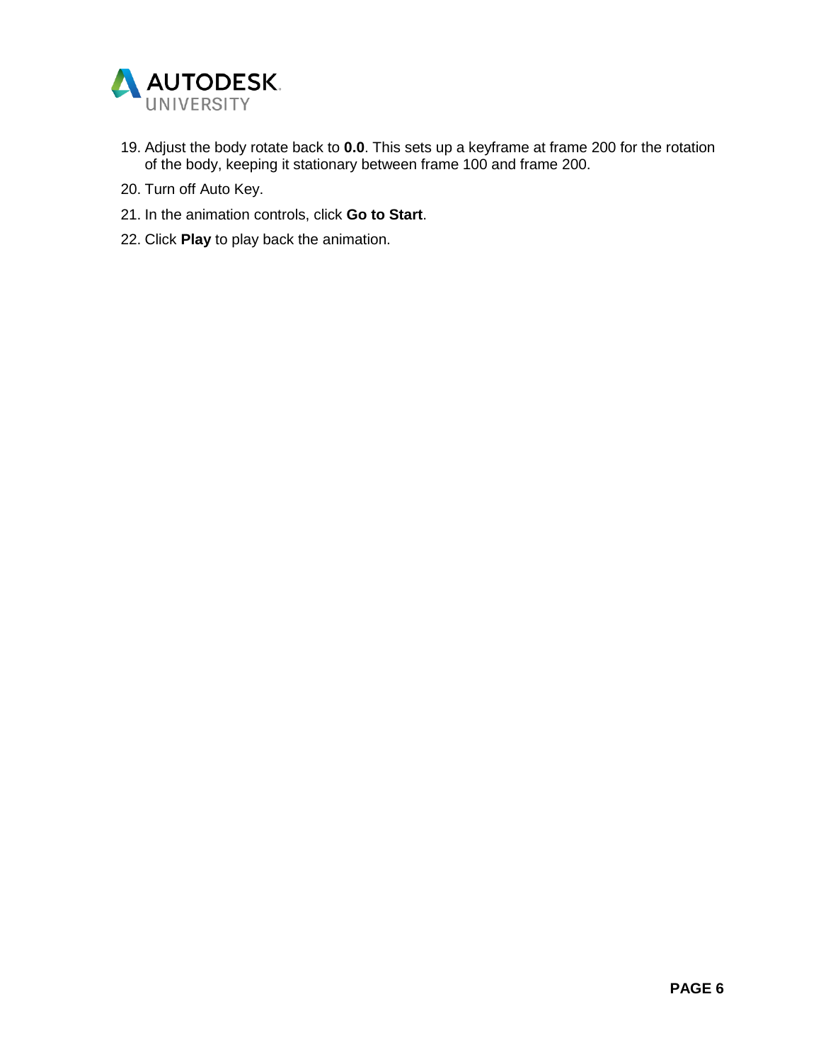19. Adjust the body rotate back to **0.0**. This sets up a keyframe at frame 200 for the rotation of the body, keeping it stationary between frame 100 and frame 200.
20. Turn off Auto Key.
21. In the animation controls, click **Go to Start**.
22. Click **Play** to play back the animation.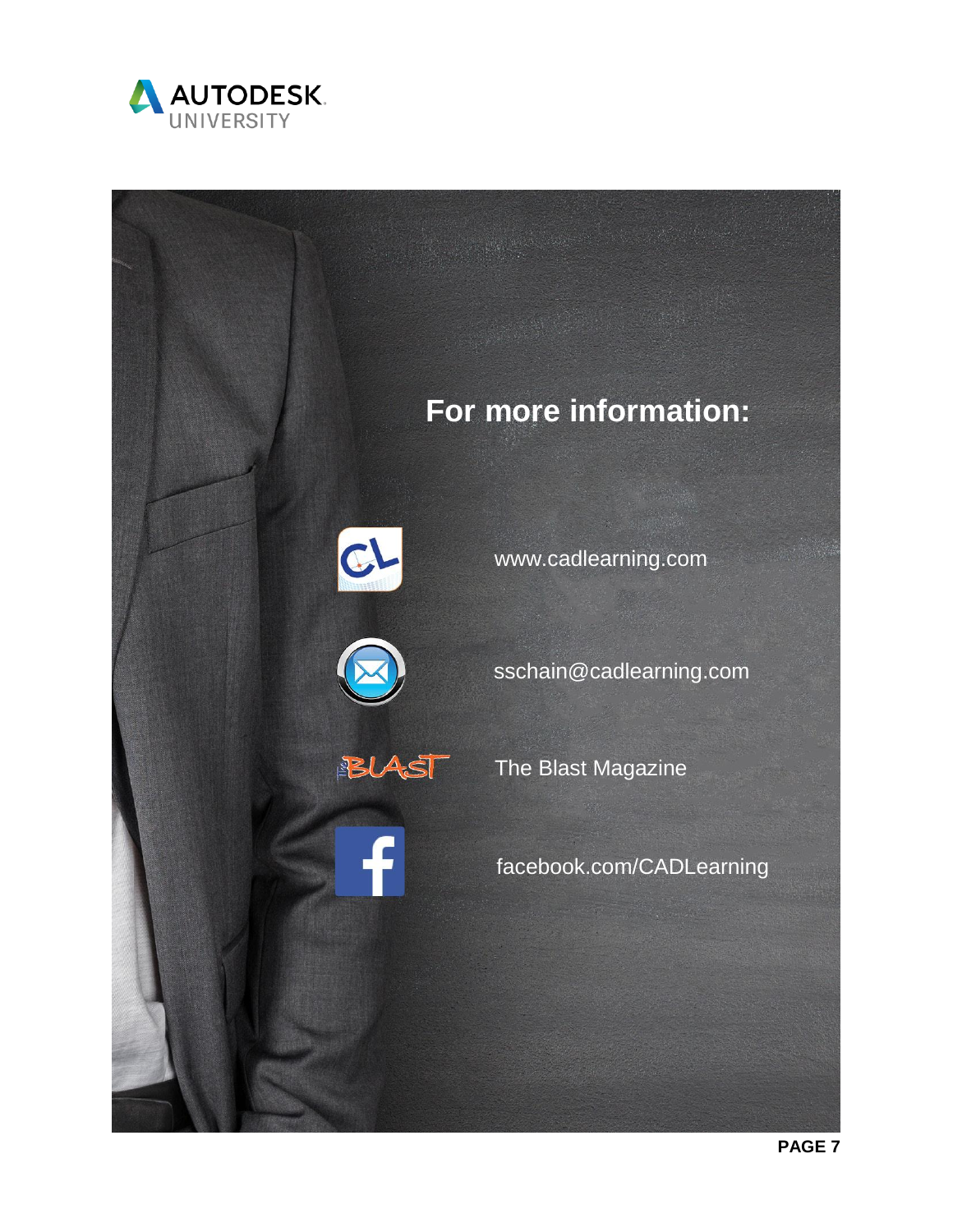## For more information:

www.cadlearning.com

sschain@cadlearning.com

The Blast Magazine

facebook.com/CADLearning